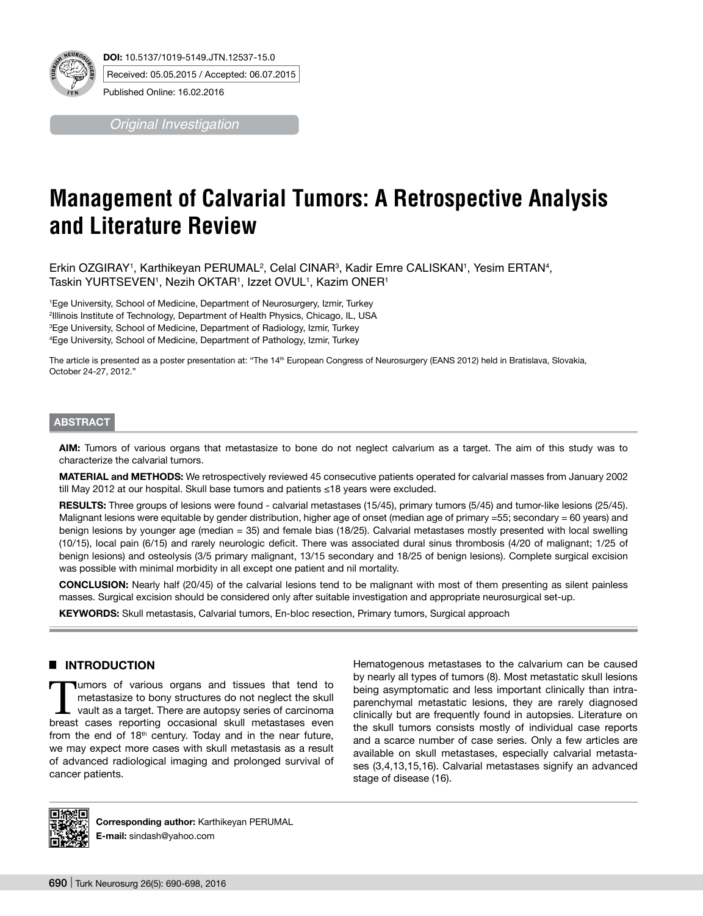DOI: 10.5137/1019-5149.JTN.12537-15.0

Received: 05.05.2015 / Accepted: 06.07.2015

Published Online: 16.02.2016

*Original Investigation*

# Management of Calvarial Tumors: A Retrospective Analysis and Literature Review

Erkin OZGIRAY[1], Karthikeyan PERUMAL[2], Celal CINAR[3], Kadir Emre CALISKAN[1], Yesim ERTAN[4], Taskin YURTSEVEN[1], Nezih OKTAR[1], Izzet OVUL[1], Kazim ONER[1]

[1]Ege University, School of Medicine, Department of Neurosurgery, Izmir, Turkey
[2]Illinois Institute of Technology, Department of Health Physics, Chicago, IL, USA
[3]Ege University, School of Medicine, Department of Radiology, Izmir, Turkey
[4]Ege University, School of Medicine, Department of Pathology, Izmir, Turkey

The article is presented as a poster presentation at: "The 14th European Congress of Neurosurgery (EANS 2012) held in Bratislava, Slovakia, October 24-27, 2012."

## ABSTRACT

**AIM:** Tumors of various organs that metastasize to bone do not neglect calvarium as a target. The aim of this study was to characterize the calvarial tumors.

**MATERIAL and METHODS:** We retrospectively reviewed 45 consecutive patients operated for calvarial masses from January 2002 till May 2012 at our hospital. Skull base tumors and patients ≤18 years were excluded.

**RESULTS:** Three groups of lesions were found - calvarial metastases (15/45), primary tumors (5/45) and tumor-like lesions (25/45). Malignant lesions were equitable by gender distribution, higher age of onset (median age of primary =55; secondary = 60 years) and benign lesions by younger age (median = 35) and female bias (18/25). Calvarial metastases mostly presented with local swelling (10/15), local pain (6/15) and rarely neurologic deficit. There was associated dural sinus thrombosis (4/20 of malignant; 1/25 of benign lesions) and osteolysis (3/5 primary malignant, 13/15 secondary and 18/25 of benign lesions). Complete surgical excision was possible with minimal morbidity in all except one patient and nil mortality.

**CONCLUSION:** Nearly half (20/45) of the calvarial lesions tend to be malignant with most of them presenting as silent painless masses. Surgical excision should be considered only after suitable investigation and appropriate neurosurgical set-up.

**KEYWORDS:** Skull metastasis, Calvarial tumors, En-bloc resection, Primary tumors, Surgical approach

## INTRODUCTION

Tumors of various organs and tissues that tend to metastasize to bony structures do not neglect the skull vault as a target. There are autopsy series of carcinoma breast cases reporting occasional skull metastases even from the end of 18th century. Today and in the near future, we may expect more cases with skull metastasis as a result of advanced radiological imaging and prolonged survival of cancer patients.

Hematogenous metastases to the calvarium can be caused by nearly all types of tumors (8). Most metastatic skull lesions being asymptomatic and less important clinically than intraparenchymal metastatic lesions, they are rarely diagnosed clinically but are frequently found in autopsies. Literature on the skull tumors consists mostly of individual case reports and a scarce number of case series. Only a few articles are available on skull metastases, especially calvarial metastases (3,4,13,15,16). Calvarial metastases signify an advanced stage of disease (16).

**Corresponding author:** Karthikeyan PERUMAL
**E-mail:** sindash@yahoo.com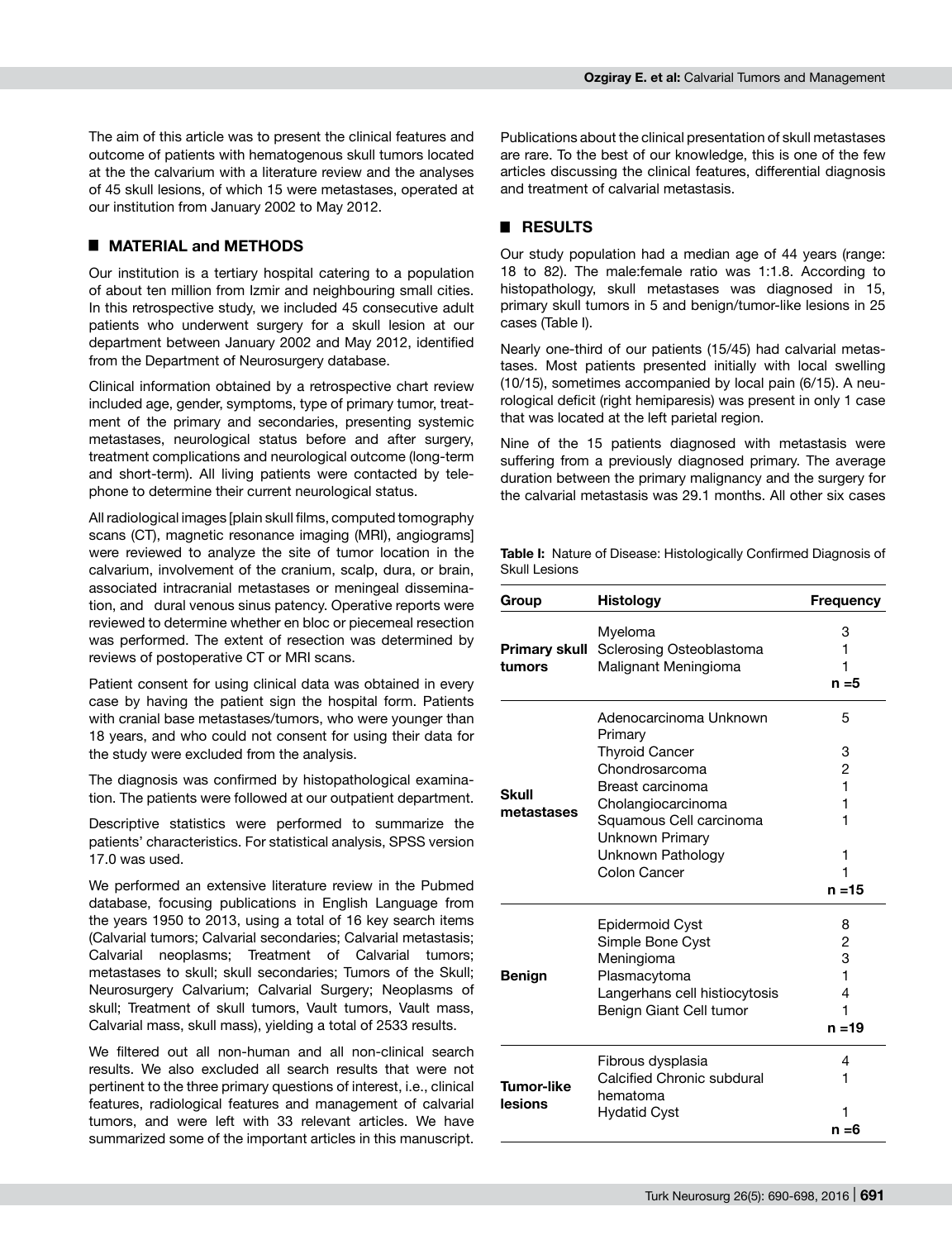The aim of this article was to present the clinical features and outcome of patients with hematogenous skull tumors located at the the calvarium with a literature review and the analyses of 45 skull lesions, of which 15 were metastases, operated at our institution from January 2002 to May 2012.

## MATERIAL and METHODS

Our institution is a tertiary hospital catering to a population of about ten million from Izmir and neighbouring small cities. In this retrospective study, we included 45 consecutive adult patients who underwent surgery for a skull lesion at our department between January 2002 and May 2012, identified from the Department of Neurosurgery database.

Clinical information obtained by a retrospective chart review included age, gender, symptoms, type of primary tumor, treatment of the primary and secondaries, presenting systemic metastases, neurological status before and after surgery, treatment complications and neurological outcome (long-term and short-term). All living patients were contacted by telephone to determine their current neurological status.

All radiological images [plain skull films, computed tomography scans (CT), magnetic resonance imaging (MRI), angiograms] were reviewed to analyze the site of tumor location in the calvarium, involvement of the cranium, scalp, dura, or brain, associated intracranial metastases or meningeal dissemination, and dural venous sinus patency. Operative reports were reviewed to determine whether en bloc or piecemeal resection was performed. The extent of resection was determined by reviews of postoperative CT or MRI scans.

Patient consent for using clinical data was obtained in every case by having the patient sign the hospital form. Patients with cranial base metastases/tumors, who were younger than 18 years, and who could not consent for using their data for the study were excluded from the analysis.

The diagnosis was confirmed by histopathological examination. The patients were followed at our outpatient department.

Descriptive statistics were performed to summarize the patients' characteristics. For statistical analysis, SPSS version 17.0 was used.

We performed an extensive literature review in the Pubmed database, focusing publications in English Language from the years 1950 to 2013, using a total of 16 key search items (Calvarial tumors; Calvarial secondaries; Calvarial metastasis; Calvarial neoplasms; Treatment of Calvarial tumors; metastases to skull; skull secondaries; Tumors of the Skull; Neurosurgery Calvarium; Calvarial Surgery; Neoplasms of skull; Treatment of skull tumors, Vault tumors, Vault mass, Calvarial mass, skull mass), yielding a total of 2533 results.

We filtered out all non-human and all non-clinical search results. We also excluded all search results that were not pertinent to the three primary questions of interest, i.e., clinical features, radiological features and management of calvarial tumors, and were left with 33 relevant articles. We have summarized some of the important articles in this manuscript.

Publications about the clinical presentation of skull metastases are rare. To the best of our knowledge, this is one of the few articles discussing the clinical features, differential diagnosis and treatment of calvarial metastasis.

## RESULTS

Our study population had a median age of 44 years (range: 18 to 82). The male:female ratio was 1:1.8. According to histopathology, skull metastases was diagnosed in 15, primary skull tumors in 5 and benign/tumor-like lesions in 25 cases (Table I).

Nearly one-third of our patients (15/45) had calvarial metastases. Most patients presented initially with local swelling (10/15), sometimes accompanied by local pain (6/15). A neurological deficit (right hemiparesis) was present in only 1 case that was located at the left parietal region.

Nine of the 15 patients diagnosed with metastasis were suffering from a previously diagnosed primary. The average duration between the primary malignancy and the surgery for the calvarial metastasis was 29.1 months. All other six cases

**Table I:** Nature of Disease: Histologically Confirmed Diagnosis of Skull Lesions

| Group | Histology | Frequency |
|---|---|---|
| **Primary skull tumors** | Myeloma | 3 |
| | Sclerosing Osteoblastoma | 1 |
| | Malignant Meningioma | 1 |
| | | **n =5** |
| **Skull metastases** | Adenocarcinoma Unknown Primary | 5 |
| | Thyroid Cancer | 3 |
| | Chondrosarcoma | 2 |
| | Breast carcinoma | 1 |
| | Cholangiocarcinoma | 1 |
| | Squamous Cell carcinoma Unknown Primary | 1 |
| | Unknown Pathology | 1 |
| | Colon Cancer | 1 |
| | | **n =15** |
| **Benign** | Epidermoid Cyst | 8 |
| | Simple Bone Cyst | 2 |
| | Meningioma | 3 |
| | Plasmacytoma | 1 |
| | Langerhans cell histiocytosis | 4 |
| | Benign Giant Cell tumor | 1 |
| | | **n =19** |
| **Tumor-like lesions** | Fibrous dysplasia | 4 |
| | Calcified Chronic subdural hematoma | 1 |
| | Hydatid Cyst | 1 |
| | | **n =6** |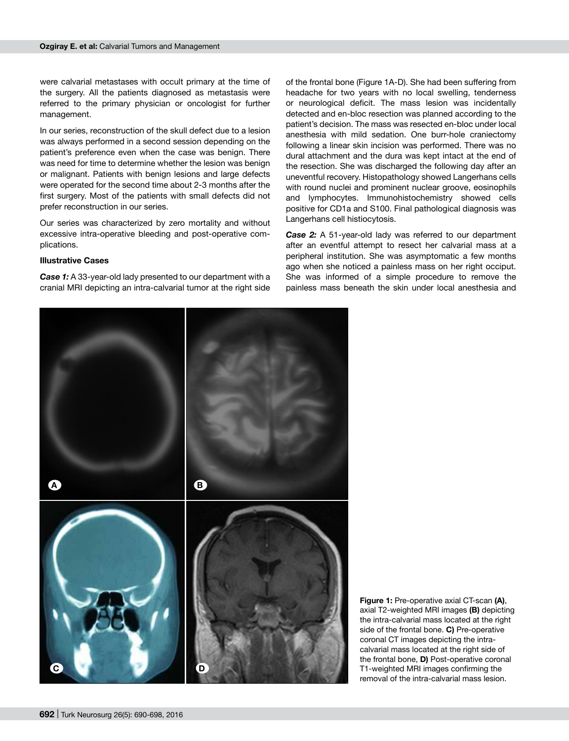were calvarial metastases with occult primary at the time of the surgery. All the patients diagnosed as metastasis were referred to the primary physician or oncologist for further management.

In our series, reconstruction of the skull defect due to a lesion was always performed in a second session depending on the patient's preference even when the case was benign. There was need for time to determine whether the lesion was benign or malignant. Patients with benign lesions and large defects were operated for the second time about 2-3 months after the first surgery. Most of the patients with small defects did not prefer reconstruction in our series.

Our series was characterized by zero mortality and without excessive intra-operative bleeding and post-operative complications.

**Illustrative Cases**

***Case 1:*** A 33-year-old lady presented to our department with a cranial MRI depicting an intra-calvarial tumor at the right side of the frontal bone (Figure 1A-D). She had been suffering from headache for two years with no local swelling, tenderness or neurological deficit. The mass lesion was incidentally detected and en-bloc resection was planned according to the patient's decision. The mass was resected en-bloc under local anesthesia with mild sedation. One burr-hole craniectomy following a linear skin incision was performed. There was no dural attachment and the dura was kept intact at the end of the resection. She was discharged the following day after an uneventful recovery. Histopathology showed Langerhans cells with round nuclei and prominent nuclear groove, eosinophils and lymphocytes. Immunohistochemistry showed cells positive for CD1a and S100. Final pathological diagnosis was Langerhans cell histiocytosis.

***Case 2:*** A 51-year-old lady was referred to our department after an eventful attempt to resect her calvarial mass at a peripheral institution. She was asymptomatic a few months ago when she noticed a painless mass on her right occiput. She was informed of a simple procedure to remove the painless mass beneath the skin under local anesthesia and

**Figure 1:** Pre-operative axial CT-scan **(A)**, axial T2-weighted MRI images **(B)** depicting the intra-calvarial mass located at the right side of the frontal bone. **C)** Pre-operative coronal CT images depicting the intra-calvarial mass located at the right side of the frontal bone, **D)** Post-operative coronal T1-weighted MRI images confirming the removal of the intra-calvarial mass lesion.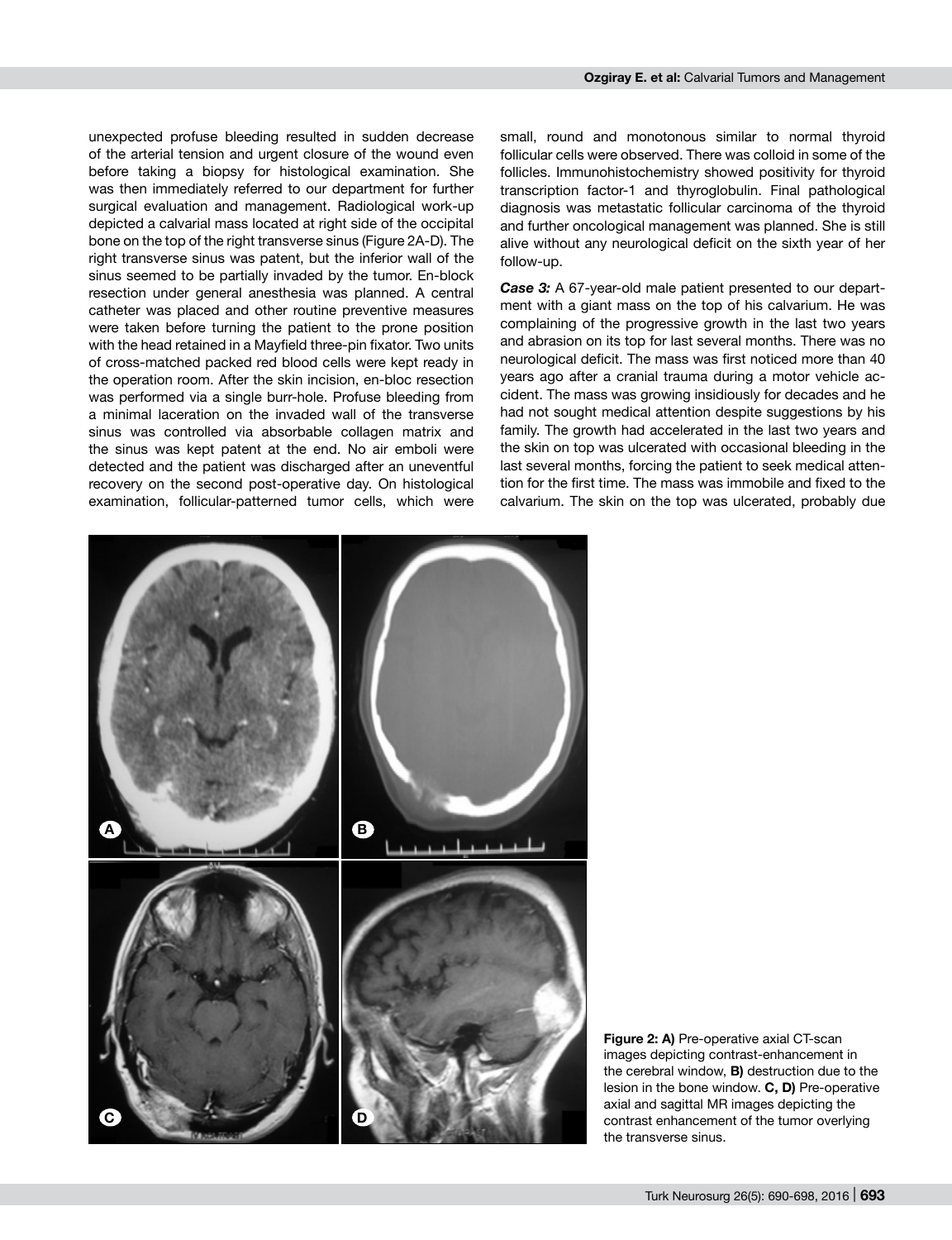unexpected profuse bleeding resulted in sudden decrease of the arterial tension and urgent closure of the wound even before taking a biopsy for histological examination. She was then immediately referred to our department for further surgical evaluation and management. Radiological work-up depicted a calvarial mass located at right side of the occipital bone on the top of the right transverse sinus (Figure 2A-D). The right transverse sinus was patent, but the inferior wall of the sinus seemed to be partially invaded by the tumor. En-block resection under general anesthesia was planned. A central catheter was placed and other routine preventive measures were taken before turning the patient to the prone position with the head retained in a Mayfield three-pin fixator. Two units of cross-matched packed red blood cells were kept ready in the operation room. After the skin incision, en-bloc resection was performed via a single burr-hole. Profuse bleeding from a minimal laceration on the invaded wall of the transverse sinus was controlled via absorbable collagen matrix and the sinus was kept patent at the end. No air emboli were detected and the patient was discharged after an uneventful recovery on the second post-operative day. On histological examination, follicular-patterned tumor cells, which were small, round and monotonous similar to normal thyroid follicular cells were observed. There was colloid in some of the follicles. Immunohistochemistry showed positivity for thyroid transcription factor-1 and thyroglobulin. Final pathological diagnosis was metastatic follicular carcinoma of the thyroid and further oncological management was planned. She is still alive without any neurological deficit on the sixth year of her follow-up.

***Case 3:*** A 67-year-old male patient presented to our department with a giant mass on the top of his calvarium. He was complaining of the progressive growth in the last two years and abrasion on its top for last several months. There was no neurological deficit. The mass was first noticed more than 40 years ago after a cranial trauma during a motor vehicle accident. The mass was growing insidiously for decades and he had not sought medical attention despite suggestions by his family. The growth had accelerated in the last two years and the skin on top was ulcerated with occasional bleeding in the last several months, forcing the patient to seek medical attention for the first time. The mass was immobile and fixed to the calvarium. The skin on the top was ulcerated, probably due

**Figure 2: A)** Pre-operative axial CT-scan images depicting contrast-enhancement in the cerebral window, **B)** destruction due to the lesion in the bone window. **C, D)** Pre-operative axial and sagittal MR images depicting the contrast enhancement of the tumor overlying the transverse sinus.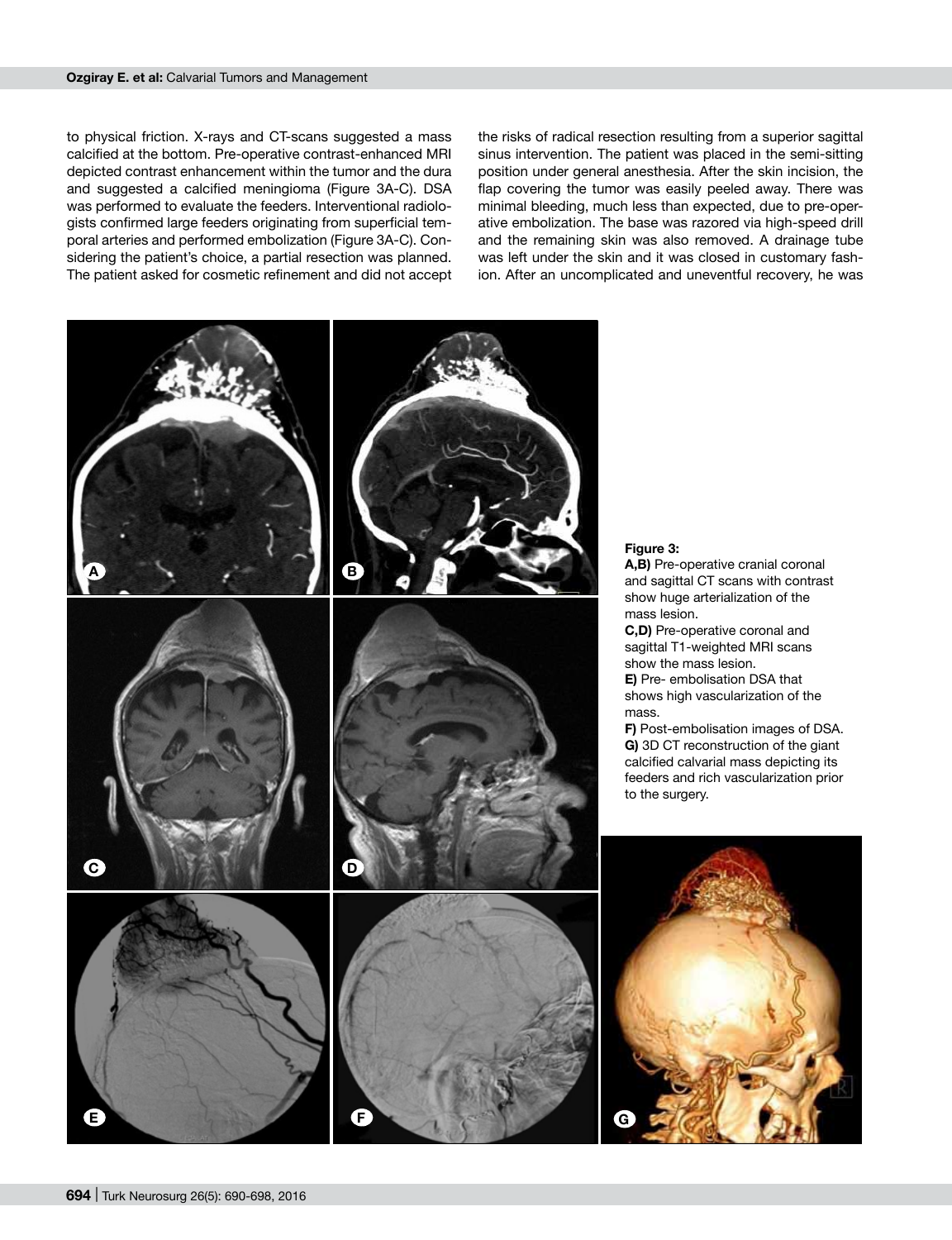to physical friction. X-rays and CT-scans suggested a mass calcified at the bottom. Pre-operative contrast-enhanced MRI depicted contrast enhancement within the tumor and the dura and suggested a calcified meningioma (Figure 3A-C). DSA was performed to evaluate the feeders. Interventional radiologists confirmed large feeders originating from superficial temporal arteries and performed embolization (Figure 3A-C). Considering the patient's choice, a partial resection was planned. The patient asked for cosmetic refinement and did not accept the risks of radical resection resulting from a superior sagittal sinus intervention. The patient was placed in the semi-sitting position under general anesthesia. After the skin incision, the flap covering the tumor was easily peeled away. There was minimal bleeding, much less than expected, due to pre-operative embolization. The base was razored via high-speed drill and the remaining skin was also removed. A drainage tube was left under the skin and it was closed in customary fashion. After an uncomplicated and uneventful recovery, he was

**Figure 3:**
**A,B)** Pre-operative cranial coronal and sagittal CT scans with contrast show huge arterialization of the mass lesion.
**C,D)** Pre-operative coronal and sagittal T1-weighted MRI scans show the mass lesion.
**E)** Pre- embolisation DSA that shows high vascularization of the mass.
**F)** Post-embolisation images of DSA.
**G)** 3D CT reconstruction of the giant calcified calvarial mass depicting its feeders and rich vascularization prior to the surgery.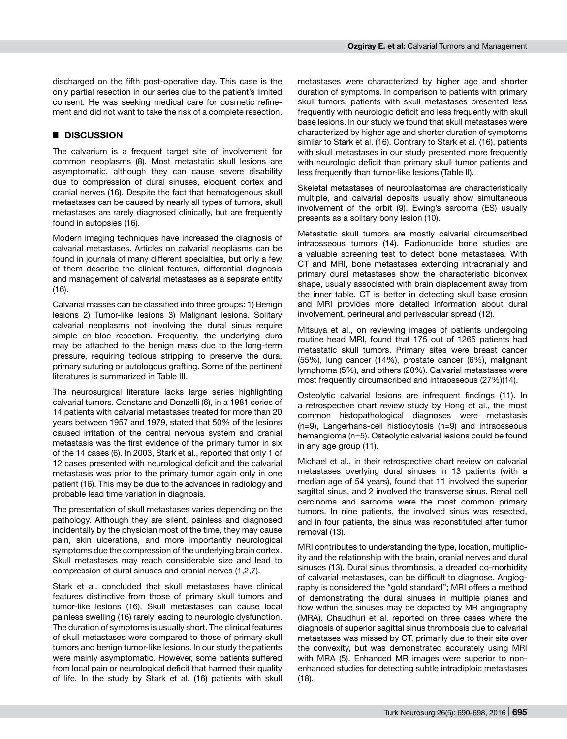discharged on the fifth post-operative day. This case is the only partial resection in our series due to the patient's limited consent. He was seeking medical care for cosmetic refinement and did not want to take the risk of a complete resection.

## ■ DISCUSSION

The calvarium is a frequent target site of involvement for common neoplasms (8). Most metastatic skull lesions are asymptomatic, although they can cause severe disability due to compression of dural sinuses, eloquent cortex and cranial nerves (16). Despite the fact that hematogenous skull metastases can be caused by nearly all types of tumors, skull metastases are rarely diagnosed clinically, but are frequently found in autopsies (16).

Modern imaging techniques have increased the diagnosis of calvarial metastases. Articles on calvarial neoplasms can be found in journals of many different specialties, but only a few of them describe the clinical features, differential diagnosis and management of calvarial metastases as a separate entity (16).

Calvarial masses can be classified into three groups: 1) Benign lesions 2) Tumor-like lesions 3) Malignant lesions. Solitary calvarial neoplasms not involving the dural sinus require simple en-bloc resection. Frequently, the underlying dura may be attached to the benign mass due to the long-term pressure, requiring tedious stripping to preserve the dura, primary suturing or autologous grafting. Some of the pertinent literatures is summarized in Table III.

The neurosurgical literature lacks large series highlighting calvarial tumors. Constans and Donzelli (6), in a 1981 series of 14 patients with calvarial metastases treated for more than 20 years between 1957 and 1979, stated that 50% of the lesions caused irritation of the central nervous system and cranial metastasis was the first evidence of the primary tumor in six of the 14 cases (6). In 2003, Stark et al., reported that only 1 of 12 cases presented with neurological deficit and the calvarial metastasis was prior to the primary tumor again only in one patient (16). This may be due to the advances in radiology and probable lead time variation in diagnosis.

The presentation of skull metastases varies depending on the pathology. Although they are silent, painless and diagnosed incidentally by the physician most of the time, they may cause pain, skin ulcerations, and more importantly neurologic symptoms due the compression of the underlying brain cortex. Skull metastases may reach considerable size and lead to compression of dural sinuses and cranial nerves (1,2,7).

Stark et al. concluded that skull metastases have clinical features distinctive from those of primary skull tumors and tumor-like lesions (16). Skull metastases can cause local painless swelling (16) rarely leading to neurologic dysfunction. The duration of symptoms is usually short. The clinical features of skull metastases were compared to those of primary skull tumors and benign tumor-like lesions. In our study the patients were mainly asymptomatic. However, some patients suffered from local pain or neurological deficit that harmed their quality of life. In the study by Stark et al. (16) patients with skull metastases were characterized by higher age and shorter duration of symptoms. In comparison to patients with primary skull tumors, patients with skull metastases presented less frequently with neurologic deficit and less frequently with skull base lesions. In our study we found that skull metastases were characterized by higher age and shorter duration of symptoms similar to Stark et al. (16). Contrary to Stark et al. (16), patients with skull metastases in our study presented more frequently with neurologic deficit than primary skull tumor patients and less frequently than tumor-like lesions (Table II).

Skeletal metastases of neuroblastomas are characteristically multiple, and calvarial deposits usually show simultaneous involvement of the orbit (9). Ewing's sarcoma (ES) usually presents as a solitary bony lesion (10).

Metastatic skull tumors are mostly calvarial circumscribed intraosseous tumors (14). Radionuclide bone studies are a valuable screening test to detect bone metastases. With CT and MRI, bone metastases extending intracranially and primary dural metastases show the characteristic biconvex shape, usually associated with brain displacement away from the inner table. CT is better in detecting skull base erosion and MRI provides more detailed information about dural involvement, perineural and perivascular spread (12).

Mitsuya et al., on reviewing images of patients undergoing routine head MRI, found that 175 out of 1265 patients had metastatic skull tumors. Primary sites were breast cancer (55%), lung cancer (14%), prostate cancer (6%), malignant lymphoma (5%), and others (20%). Calvarial metastases were most frequently circumscribed and intraosseous (27%)(14).

Osteolytic calvarial lesions are infrequent findings (11). In a retrospective chart review study by Hong et al., the most common histopathological diagnoses were metastasis (n=9), Langerhans-cell histiocytosis (n=9) and intraosseous hemangioma (n=5). Osteolytic calvarial lesions could be found in any age group (11).

Michael et al., in their retrospective chart review on calvarial metastases overlying dural sinuses in 13 patients (with a median age of 54 years), found that 11 involved the superior sagittal sinus, and 2 involved the transverse sinus. Renal cell carcinoma and sarcoma were the most common primary tumors. In nine patients, the involved sinus was resected, and in four patients, the sinus was reconstituted after tumor removal (13).

MRI contributes to understanding the type, location, multiplicity and the relationship with the brain, cranial nerves and dural sinuses (13). Dural sinus thrombosis, a dreaded co-morbidity of calvarial metastases, can be difficult to diagnose. Angiography is considered the "gold standard"; MRI offers a method of demonstrating the dural sinuses in multiple planes and flow within the sinuses may be depicted by MR angiography (MRA). Chaudhuri et al. reported on three cases where the diagnosis of superior sagittal sinus thrombosis due to calvarial metastases was missed by CT, primarily due to their site over the convexity, but was demonstrated accurately using MRI with MRA (5). Enhanced MR images were superior to non-enhanced studies for detecting subtle intradiploic metastases (18).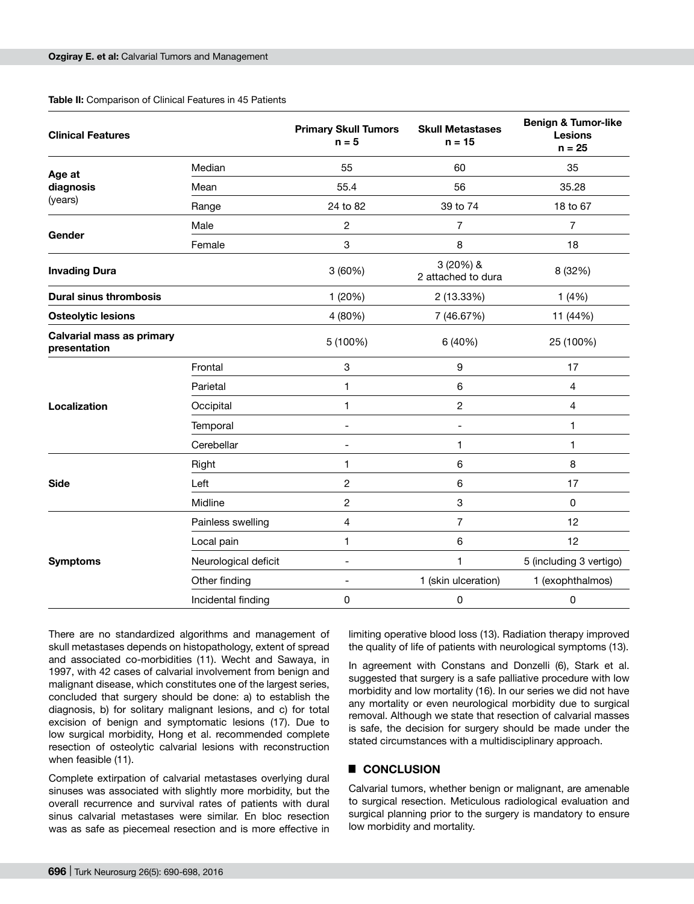**Table II:** Comparison of Clinical Features in 45 Patients

| Clinical Features | | Primary Skull Tumors n = 5 | Skull Metastases n = 15 | Benign & Tumor-like Lesions n = 25 |
|---|---|---|---|---|
| Age at diagnosis (years) | Median | 55 | 60 | 35 |
| | Mean | 55.4 | 56 | 35.28 |
| | Range | 24 to 82 | 39 to 74 | 18 to 67 |
| Gender | Male | 2 | 7 | 7 |
| | Female | 3 | 8 | 18 |
| Invading Dura | | 3 (60%) | 3 (20%) & 2 attached to dura | 8 (32%) |
| Dural sinus thrombosis | | 1 (20%) | 2 (13.33%) | 1 (4%) |
| Osteolytic lesions | | 4 (80%) | 7 (46.67%) | 11 (44%) |
| Calvarial mass as primary presentation | | 5 (100%) | 6 (40%) | 25 (100%) |
| Localization | Frontal | 3 | 9 | 17 |
| | Parietal | 1 | 6 | 4 |
| | Occipital | 1 | 2 | 4 |
| | Temporal | - | - | 1 |
| | Cerebellar | - | 1 | 1 |
| Side | Right | 1 | 6 | 8 |
| | Left | 2 | 6 | 17 |
| | Midline | 2 | 3 | 0 |
| Symptoms | Painless swelling | 4 | 7 | 12 |
| | Local pain | 1 | 6 | 12 |
| | Neurological deficit | - | 1 | 5 (including 3 vertigo) |
| | Other finding | - | 1 (skin ulceration) | 1 (exophthalmos) |
| | Incidental finding | 0 | 0 | 0 |

There are no standardized algorithms and management of skull metastases depends on histopathology, extent of spread and associated co-morbidities (11). Wecht and Sawaya, in 1997, with 42 cases of calvarial involvement from benign and malignant disease, which constitutes one of the largest series, concluded that surgery should be done: a) to establish the diagnosis, b) for solitary malignant lesions, and c) for total excision of benign and symptomatic lesions (17). Due to low surgical morbidity, Hong et al. recommended complete resection of osteolytic calvarial lesions with reconstruction when feasible (11).

Complete extirpation of calvarial metastases overlying dural sinuses was associated with slightly more morbidity, but the overall recurrence and survival rates of patients with dural sinus calvarial metastases were similar. En bloc resection was as safe as piecemeal resection and is more effective in limiting operative blood loss (13). Radiation therapy improved the quality of life of patients with neurological symptoms (13).

In agreement with Constans and Donzelli (6), Stark et al. suggested that surgery is a safe palliative procedure with low morbidity and low mortality (16). In our series we did not have any mortality or even neurological morbidity due to surgical removal. Although we state that resection of calvarial masses is safe, the decision for surgery should be made under the stated circumstances with a multidisciplinary approach.

## CONCLUSION

Calvarial tumors, whether benign or malignant, are amenable to surgical resection. Meticulous radiological evaluation and surgical planning prior to the surgery is mandatory to ensure low morbidity and mortality.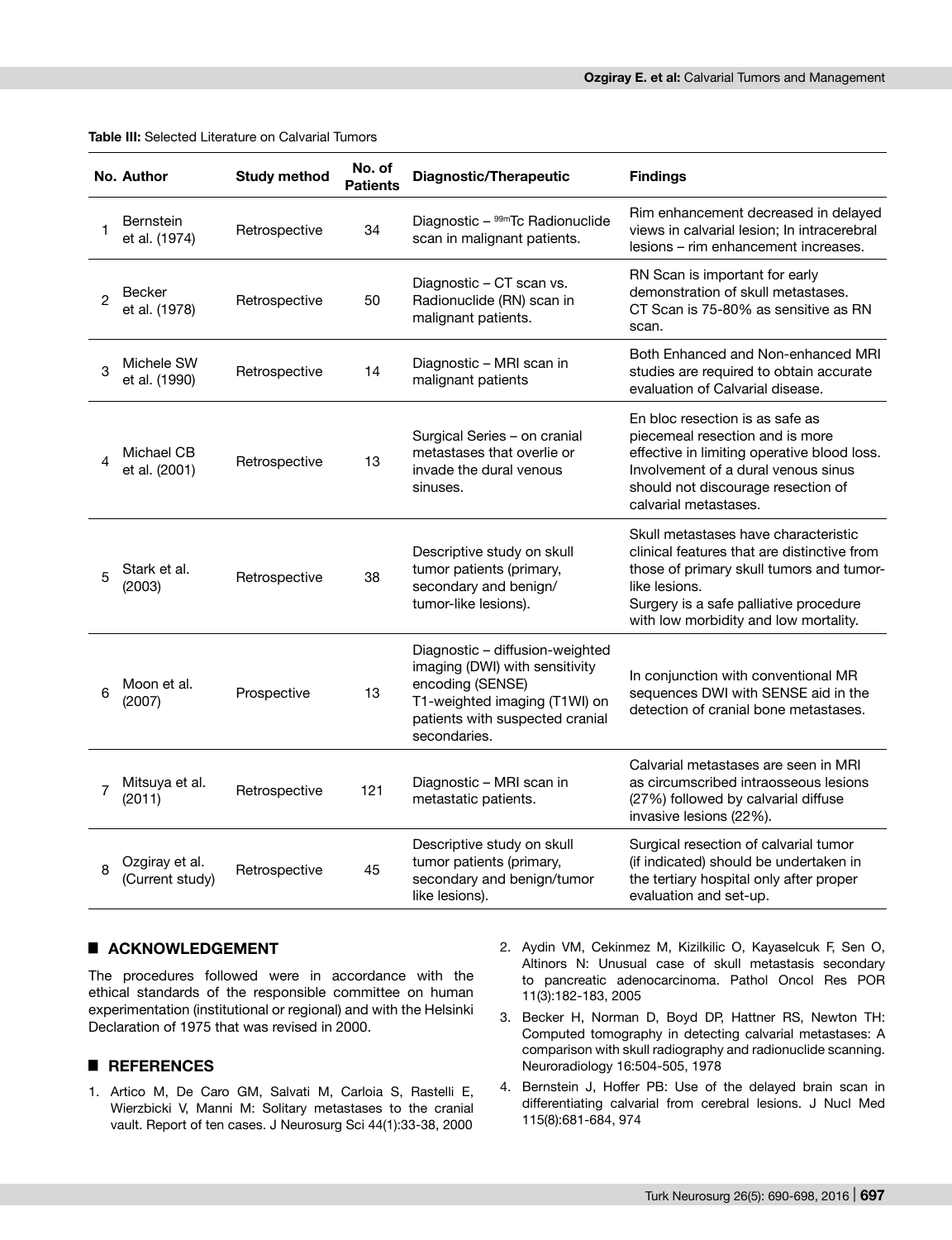**Table III:** Selected Literature on Calvarial Tumors

| No. | Author | Study method | No. of Patients | Diagnostic/Therapeutic | Findings |
|---|---|---|---|---|---|
| 1 | Bernstein et al. (1974) | Retrospective | 34 | Diagnostic – $^{99m}$Tc Radionuclide scan in malignant patients. | Rim enhancement decreased in delayed views in calvarial lesion; In intracerebral lesions – rim enhancement increases. |
| 2 | Becker et al. (1978) | Retrospective | 50 | Diagnostic – CT scan vs. Radionuclide (RN) scan in malignant patients. | RN Scan is important for early demonstration of skull metastases. CT Scan is 75-80% as sensitive as RN scan. |
| 3 | Michele SW et al. (1990) | Retrospective | 14 | Diagnostic – MRI scan in malignant patients | Both Enhanced and Non-enhanced MRI studies are required to obtain accurate evaluation of Calvarial disease. |
| 4 | Michael CB et al. (2001) | Retrospective | 13 | Surgical Series – on cranial metastases that overlie or invade the dural venous sinuses. | En bloc resection is as safe as piecemeal resection and is more effective in limiting operative blood loss. Involvement of a dural venous sinus should not discourage resection of calvarial metastases. |
| 5 | Stark et al. (2003) | Retrospective | 38 | Descriptive study on skull tumor patients (primary, secondary and benign/ tumor-like lesions). | Skull metastases have characteristic clinical features that are distinctive from those of primary skull tumors and tumor-like lesions. Surgery is a safe palliative procedure with low morbidity and low mortality. |
| 6 | Moon et al. (2007) | Prospective | 13 | Diagnostic – diffusion-weighted imaging (DWI) with sensitivity encoding (SENSE) T1-weighted imaging (T1WI) on patients with suspected cranial secondaries. | In conjunction with conventional MR sequences DWI with SENSE aid in the detection of cranial bone metastases. |
| 7 | Mitsuya et al. (2011) | Retrospective | 121 | Diagnostic – MRI scan in metastatic patients. | Calvarial metastases are seen in MRI as circumscribed intraosseous lesions (27%) followed by calvarial diffuse invasive lesions (22%). |
| 8 | Ozgiray et al. (Current study) | Retrospective | 45 | Descriptive study on skull tumor patients (primary, secondary and benign/tumor like lesions). | Surgical resection of calvarial tumor (if indicated) should be undertaken in the tertiary hospital only after proper evaluation and set-up. |

## ACKNOWLEDGEMENT

The procedures followed were in accordance with the ethical standards of the responsible committee on human experimentation (institutional or regional) and with the Helsinki Declaration of 1975 that was revised in 2000.

## REFERENCES

1. Artico M, De Caro GM, Salvati M, Carloia S, Rastelli E, Wierzbicki V, Manni M: Solitary metastases to the cranial vault. Report of ten cases. J Neurosurg Sci 44(1):33-38, 2000
2. Aydin VM, Cekinmez M, Kizilkilic O, Kayaselcuk F, Sen O, Altinors N: Unusual case of skull metastasis secondary to pancreatic adenocarcinoma. Pathol Oncol Res POR 11(3):182-183, 2005
3. Becker H, Norman D, Boyd DP, Hattner RS, Newton TH: Computed tomography in detecting calvarial metastases: A comparison with skull radiography and radionuclide scanning. Neuroradiology 16:504-505, 1978
4. Bernstein J, Hoffer PB: Use of the delayed brain scan in differentiating calvarial from cerebral lesions. J Nucl Med 115(8):681-684, 974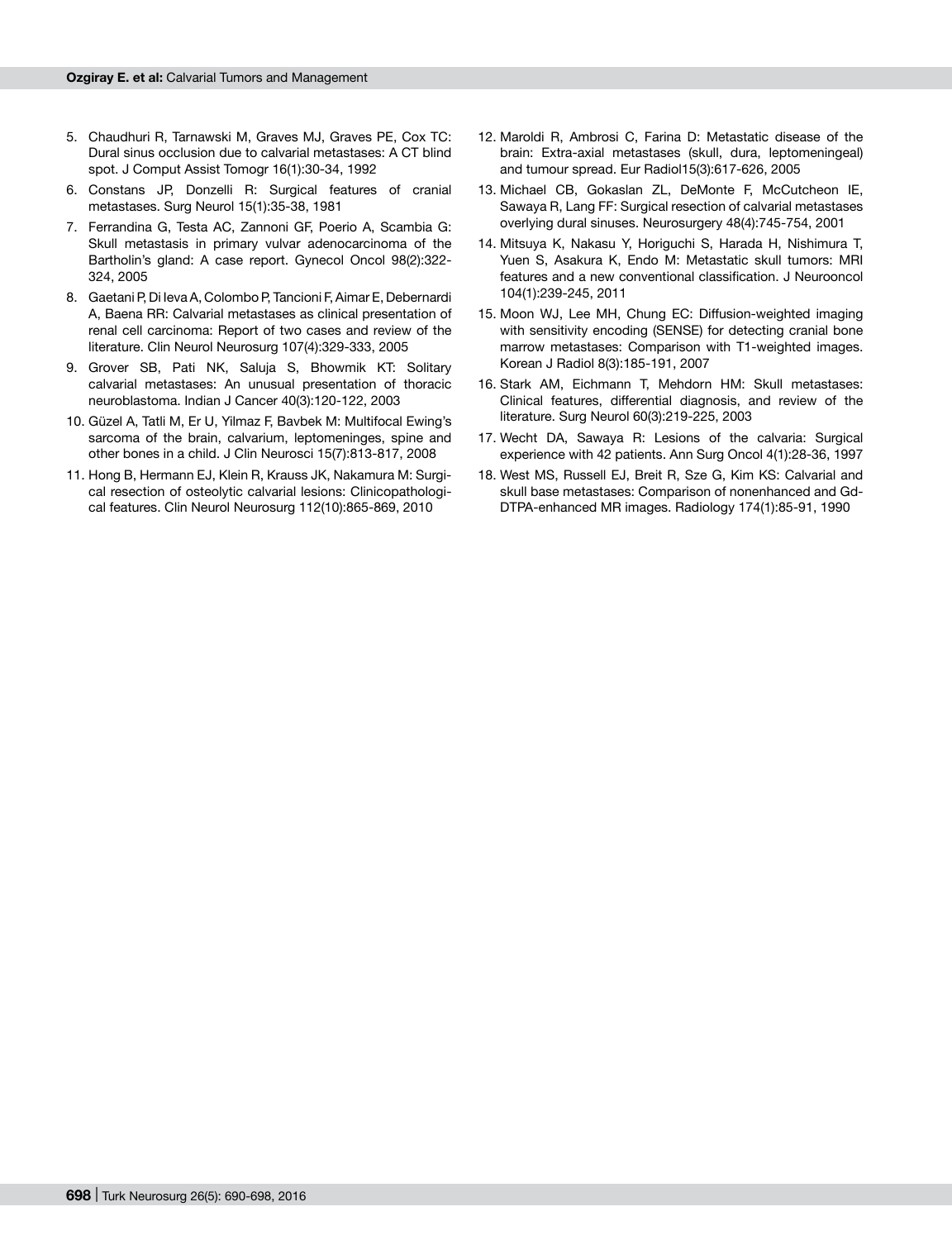5. Chaudhuri R, Tarnawski M, Graves MJ, Graves PE, Cox TC: Dural sinus occlusion due to calvarial metastases: A CT blind spot. J Comput Assist Tomogr 16(1):30-34, 1992
6. Constans JP, Donzelli R: Surgical features of cranial metastases. Surg Neurol 15(1):35-38, 1981
7. Ferrandina G, Testa AC, Zannoni GF, Poerio A, Scambia G: Skull metastasis in primary vulvar adenocarcinoma of the Bartholin's gland: A case report. Gynecol Oncol 98(2):322-324, 2005
8. Gaetani P, Di Ieva A, Colombo P, Tancioni F, Aimar E, Debernardi A, Baena RR: Calvarial metastases as clinical presentation of renal cell carcinoma: Report of two cases and review of the literature. Clin Neurol Neurosurg 107(4):329-333, 2005
9. Grover SB, Pati NK, Saluja S, Bhowmik KT: Solitary calvarial metastases: An unusual presentation of thoracic neuroblastoma. Indian J Cancer 40(3):120-122, 2003
10. Güzel A, Tatli M, Er U, Yilmaz F, Bavbek M: Multifocal Ewing's sarcoma of the brain, calvarium, leptomeninges, spine and other bones in a child. J Clin Neurosci 15(7):813-817, 2008
11. Hong B, Hermann EJ, Klein R, Krauss JK, Nakamura M: Surgical resection of osteolytic calvarial lesions: Clinicopathological features. Clin Neurol Neurosurg 112(10):865-869, 2010
12. Maroldi R, Ambrosi C, Farina D: Metastatic disease of the brain: Extra-axial metastases (skull, dura, leptomeningeal) and tumour spread. Eur Radiol15(3):617-626, 2005
13. Michael CB, Gokaslan ZL, DeMonte F, McCutcheon IE, Sawaya R, Lang FF: Surgical resection of calvarial metastases overlying dural sinuses. Neurosurgery 48(4):745-754, 2001
14. Mitsuya K, Nakasu Y, Horiguchi S, Harada H, Nishimura T, Yuen S, Asakura K, Endo M: Metastatic skull tumors: MRI features and a new conventional classification. J Neurooncol 104(1):239-245, 2011
15. Moon WJ, Lee MH, Chung EC: Diffusion-weighted imaging with sensitivity encoding (SENSE) for detecting cranial bone marrow metastases: Comparison with T1-weighted images. Korean J Radiol 8(3):185-191, 2007
16. Stark AM, Eichmann T, Mehdorn HM: Skull metastases: Clinical features, differential diagnosis, and review of the literature. Surg Neurol 60(3):219-225, 2003
17. Wecht DA, Sawaya R: Lesions of the calvaria: Surgical experience with 42 patients. Ann Surg Oncol 4(1):28-36, 1997
18. West MS, Russell EJ, Breit R, Sze G, Kim KS: Calvarial and skull base metastases: Comparison of nonenhanced and Gd-DTPA-enhanced MR images. Radiology 174(1):85-91, 1990